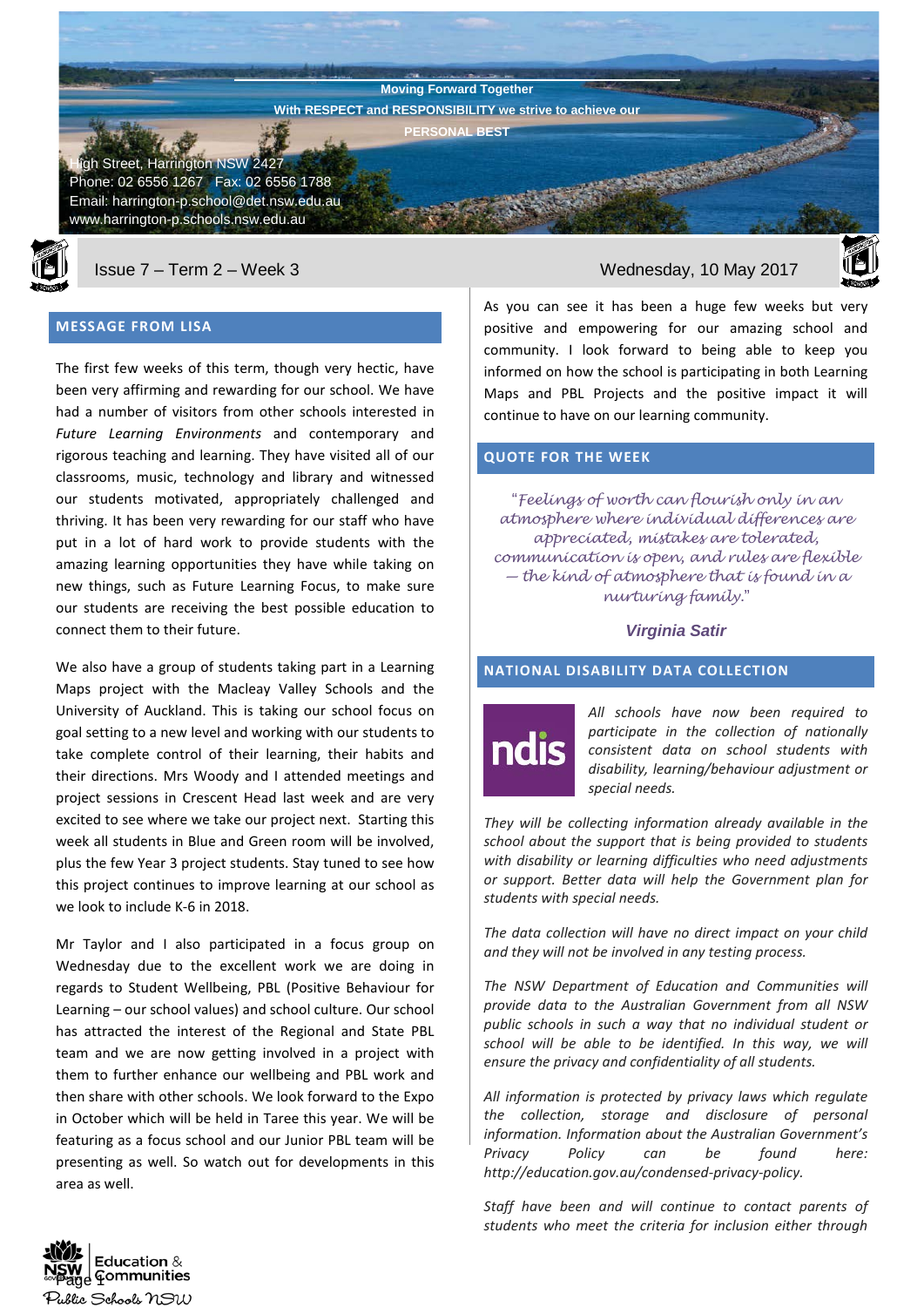Moving Forward Together

With RESPECT and RESPONSIBILITY we strive to achieve our PERSONAL BEST

High Street, Harrington NSW 2427
Phone: 02 6556 1267 Fax: 02 6556 1788
Email: harrington-p.school@det.nsw.edu.au
www.harrington-p.schools.nsw.edu.au

Issue 7 – Term 2 – Week 3 Wednesday, 10 May 2017

## MESSAGE FROM LISA

The first few weeks of this term, though very hectic, have been very affirming and rewarding for our school. We have had a number of visitors from other schools interested in *Future Learning Environments* and contemporary and rigorous teaching and learning. They have visited all of our classrooms, music, technology and library and witnessed our students motivated, appropriately challenged and thriving. It has been very rewarding for our staff who have put in a lot of hard work to provide students with the amazing learning opportunities they have while taking on new things, such as Future Learning Focus, to make sure our students are receiving the best possible education to connect them to their future.

We also have a group of students taking part in a Learning Maps project with the Macleay Valley Schools and the University of Auckland. This is taking our school focus on goal setting to a new level and working with our students to take complete control of their learning, their habits and their directions. Mrs Woody and I attended meetings and project sessions in Crescent Head last week and are very excited to see where we take our project next. Starting this week all students in Blue and Green room will be involved, plus the few Year 3 project students. Stay tuned to see how this project continues to improve learning at our school as we look to include K-6 in 2018.

Mr Taylor and I also participated in a focus group on Wednesday due to the excellent work we are doing in regards to Student Wellbeing, PBL (Positive Behaviour for Learning – our school values) and school culture. Our school has attracted the interest of the Regional and State PBL team and we are now getting involved in a project with them to further enhance our wellbeing and PBL work and then share with other schools. We look forward to the Expo in October which will be held in Taree this year. We will be featuring as a focus school and our Junior PBL team will be presenting as well. So watch out for developments in this area as well.

As you can see it has been a huge few weeks but very positive and empowering for our amazing school and community. I look forward to being able to keep you informed on how the school is participating in both Learning Maps and PBL Projects and the positive impact it will continue to have on our learning community.

## QUOTE FOR THE WEEK

*"Feelings of worth can flourish only in an atmosphere where individual differences are appreciated, mistakes are tolerated, communication is open, and rules are flexible – the kind of atmosphere that is found in a nurturing family."*

***Virginia Satir***

## NATIONAL DISABILITY DATA COLLECTION

ndis

*All schools have now been required to participate in the collection of nationally consistent data on school students with disability, learning/behaviour adjustment or special needs.*

*They will be collecting information already available in the school about the support that is being provided to students with disability or learning difficulties who need adjustments or support. Better data will help the Government plan for students with special needs.*

*The data collection will have no direct impact on your child and they will not be involved in any testing process.*

*The NSW Department of Education and Communities will provide data to the Australian Government from all NSW public schools in such a way that no individual student or school will be able to be identified. In this way, we will ensure the privacy and confidentiality of all students.*

*All information is protected by privacy laws which regulate the collection, storage and disclosure of personal information. Information about the Australian Government's Privacy Policy can be found here: http://education.gov.au/condensed-privacy-policy.*

*Staff have been and will continue to contact parents of students who meet the criteria for inclusion either through*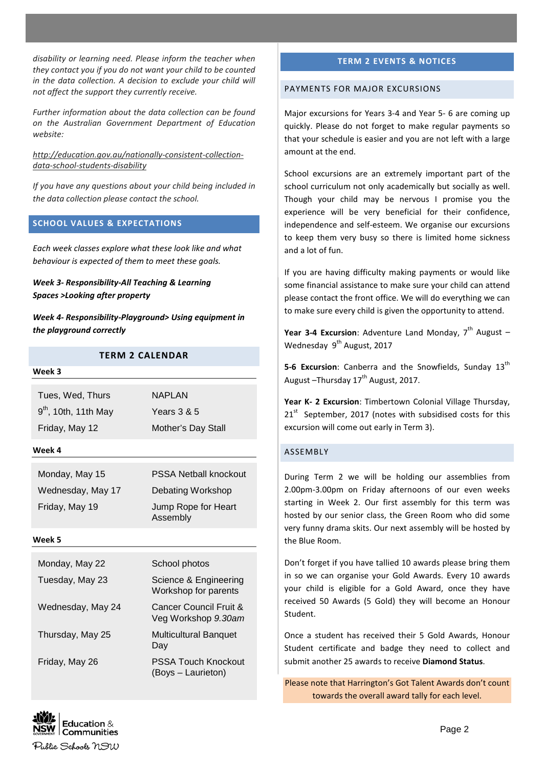*disability or learning need. Please inform the teacher when they contact you if you do not want your child to be counted in the data collection. A decision to exclude your child will not affect the support they currently receive.*

*Further information about the data collection can be found on the Australian Government Department of Education website:*

*http://education.gov.au/nationally-consistent-collection-data-school-students-disability*

*If you have any questions about your child being included in the data collection please contact the school.*

## SCHOOL VALUES & EXPECTATIONS

*Each week classes explore what these look like and what behaviour is expected of them to meet these goals.*

***Week 3- Responsibility-All Teaching & Learning Spaces >Looking after property***

***Week 4- Responsibility-Playground> Using equipment in the playground correctly***

## TERM 2 CALENDAR

**Week 3**

| | |
|---|---|
| Tues, Wed, Thurs 9th, 10th, 11th May | NAPLAN Years 3 & 5 |
| Friday, May 12 | Mother's Day Stall |

**Week 4**

| | |
|---|---|
| Monday, May 15 | PSSA Netball knockout |
| Wednesday, May 17 | Debating Workshop |
| Friday, May 19 | Jump Rope for Heart Assembly |

**Week 5**

| | |
|---|---|
| Monday, May 22 | School photos |
| Tuesday, May 23 | Science & Engineering Workshop for parents |
| Wednesday, May 24 | Cancer Council Fruit & Veg Workshop *9.30am* |
| Thursday, May 25 | Multicultural Banquet Day |
| Friday, May 26 | PSSA Touch Knockout (Boys – Laurieton) |

## TERM 2 EVENTS & NOTICES

### PAYMENTS FOR MAJOR EXCURSIONS

Major excursions for Years 3-4 and Year 5- 6 are coming up quickly. Please do not forget to make regular payments so that your schedule is easier and you are not left with a large amount at the end.

School excursions are an extremely important part of the school curriculum not only academically but socially as well. Though your child may be nervous I promise you the experience will be very beneficial for their confidence, independence and self-esteem. We organise our excursions to keep them very busy so there is limited home sickness and a lot of fun.

If you are having difficulty making payments or would like some financial assistance to make sure your child can attend please contact the front office. We will do everything we can to make sure every child is given the opportunity to attend.

**Year 3-4 Excursion**: Adventure Land Monday, 7th August – Wednesday 9th August, 2017

**5-6 Excursion**: Canberra and the Snowfields, Sunday 13th August –Thursday 17th August, 2017.

**Year K- 2 Excursion**: Timbertown Colonial Village Thursday, 21st September, 2017 (notes with subsidised costs for this excursion will come out early in Term 3).

### ASSEMBLY

During Term 2 we will be holding our assemblies from 2.00pm-3.00pm on Friday afternoons of our even weeks starting in Week 2. Our first assembly for this term was hosted by our senior class, the Green Room who did some very funny drama skits. Our next assembly will be hosted by the Blue Room.

Don't forget if you have tallied 10 awards please bring them in so we can organise your Gold Awards. Every 10 awards your child is eligible for a Gold Award, once they have received 50 Awards (5 Gold) they will become an Honour Student.

Once a student has received their 5 Gold Awards, Honour Student certificate and badge they need to collect and submit another 25 awards to receive **Diamond Status**.

Please note that Harrington's Got Talent Awards don't count towards the overall award tally for each level.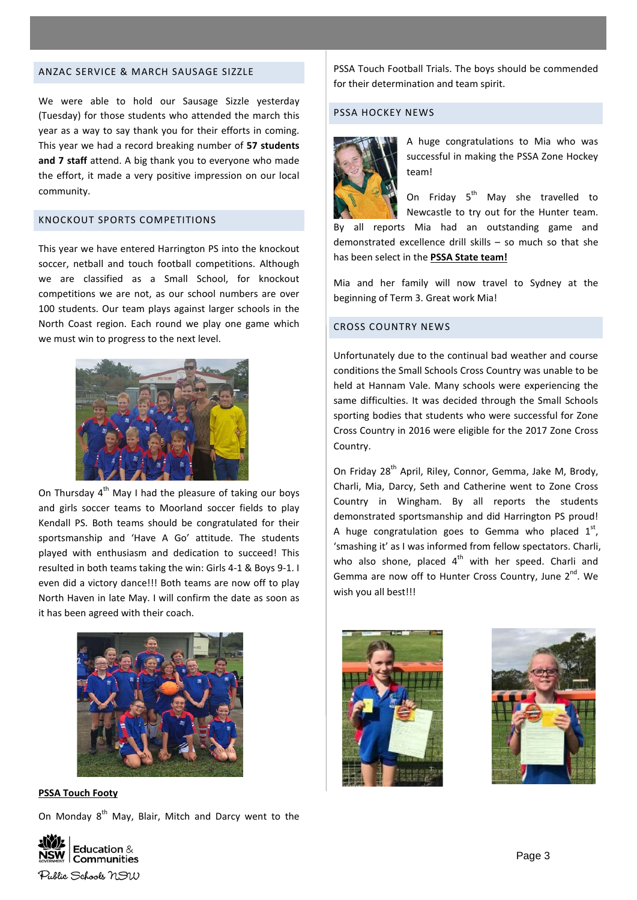## ANZAC SERVICE & MARCH SAUSAGE SIZZLE

We were able to hold our Sausage Sizzle yesterday (Tuesday) for those students who attended the march this year as a way to say thank you for their efforts in coming. This year we had a record breaking number of **57 students and 7 staff** attend. A big thank you to everyone who made the effort, it made a very positive impression on our local community.

## KNOCKOUT SPORTS COMPETITIONS

This year we have entered Harrington PS into the knockout soccer, netball and touch football competitions. Although we are classified as a Small School, for knockout competitions we are not, as our school numbers are over 100 students. Our team plays against larger schools in the North Coast region. Each round we play one game which we must win to progress to the next level.

On Thursday 4th May I had the pleasure of taking our boys and girls soccer teams to Moorland soccer fields to play Kendall PS. Both teams should be congratulated for their sportsmanship and 'Have A Go' attitude. The students played with enthusiasm and dedication to succeed! This resulted in both teams taking the win: Girls 4-1 & Boys 9-1. I even did a victory dance!!! Both teams are now off to play North Haven in late May. I will confirm the date as soon as it has been agreed with their coach.

**PSSA Touch Footy**

On Monday 8th May, Blair, Mitch and Darcy went to the PSSA Touch Football Trials. The boys should be commended for their determination and team spirit.

## PSSA HOCKEY NEWS

A huge congratulations to Mia who was successful in making the PSSA Zone Hockey team!

On Friday 5th May she travelled to Newcastle to try out for the Hunter team. By all reports Mia had an outstanding game and demonstrated excellence drill skills – so much so that she has been select in the **PSSA State team!**

Mia and her family will now travel to Sydney at the beginning of Term 3. Great work Mia!

## CROSS COUNTRY NEWS

Unfortunately due to the continual bad weather and course conditions the Small Schools Cross Country was unable to be held at Hannam Vale. Many schools were experiencing the same difficulties. It was decided through the Small Schools sporting bodies that students who were successful for Zone Cross Country in 2016 were eligible for the 2017 Zone Cross Country.

On Friday 28th April, Riley, Connor, Gemma, Jake M, Brody, Charli, Mia, Darcy, Seth and Catherine went to Zone Cross Country in Wingham. By all reports the students demonstrated sportsmanship and did Harrington PS proud! A huge congratulation goes to Gemma who placed 1st, 'smashing it' as I was informed from fellow spectators. Charli, who also shone, placed 4th with her speed. Charli and Gemma are now off to Hunter Cross Country, June 2nd. We wish you all best!!!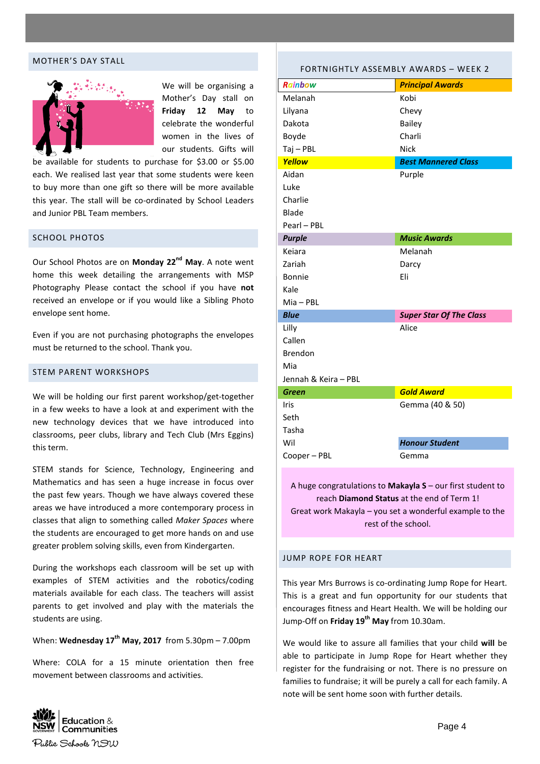## MOTHER'S DAY STALL

We will be organising a Mother's Day stall on **Friday 12 May** to celebrate the wonderful women in the lives of our students. Gifts will be available for students to purchase for $3.00 or $5.00 each. We realised last year that some students were keen to buy more than one gift so there will be more available this year. The stall will be co-ordinated by School Leaders and Junior PBL Team members.

## SCHOOL PHOTOS

Our School Photos are on **Monday 22nd May**. A note went home this week detailing the arrangements with MSP Photography Please contact the school if you have **not** received an envelope or if you would like a Sibling Photo envelope sent home.

Even if you are not purchasing photographs the envelopes must be returned to the school. Thank you.

## STEM PARENT WORKSHOPS

We will be holding our first parent workshop/get-together in a few weeks to have a look at and experiment with the new technology devices that we have introduced into classrooms, peer clubs, library and Tech Club (Mrs Eggins) this term.

STEM stands for Science, Technology, Engineering and Mathematics and has seen a huge increase in focus over the past few years. Though we have always covered these areas we have introduced a more contemporary process in classes that align to something called *Maker Spaces* where the students are encouraged to get more hands on and use greater problem solving skills, even from Kindergarten.

During the workshops each classroom will be set up with examples of STEM activities and the robotics/coding materials available for each class. The teachers will assist parents to get involved and play with the materials the students are using.

When: **Wednesday 17th May, 2017** from 5.30pm – 7.00pm

Where: COLA for a 15 minute orientation then free movement between classrooms and activities.

## FORTNIGHTLY ASSEMBLY AWARDS – WEEK 2

| ***Rainbow*** | ***Principal Awards*** |
|---|---|
| Melanah | Kobi |
| Lilyana | Chevy |
| Dakota | Bailey |
| Boyde | Charli |
| Taj – PBL | Nick |
| ***Yellow*** | ***Best Mannered Class*** |
| Aidan | Purple |
| Luke | |
| Charlie | |
| Blade | |
| Pearl – PBL | |
| ***Purple*** | ***Music Awards*** |
| Keiara | Melanah |
| Zariah | Darcy |
| Bonnie | Eli |
| Kale | |
| Mia – PBL | |
| ***Blue*** | ***Super Star Of The Class*** |
| Lilly | Alice |
| Callen | |
| Brendon | |
| Mia | |
| Jennah & Keira – PBL | |
| ***Green*** | ***Gold Award*** |
| Iris | Gemma (40 & 50) |
| Seth | |
| Tasha | |
| Wil | ***Honour Student*** |
| Cooper – PBL | Gemma |

A huge congratulations to **Makayla S** – our first student to reach **Diamond Status** at the end of Term 1!
Great work Makayla – you set a wonderful example to the rest of the school.

## JUMP ROPE FOR HEART

This year Mrs Burrows is co-ordinating Jump Rope for Heart. This is a great and fun opportunity for our students that encourages fitness and Heart Health. We will be holding our Jump-Off on **Friday 19th May** from 10.30am.

We would like to assure all families that your child **will** be able to participate in Jump Rope for Heart whether they register for the fundraising or not. There is no pressure on families to fundraise; it will be purely a call for each family. A note will be sent home soon with further details.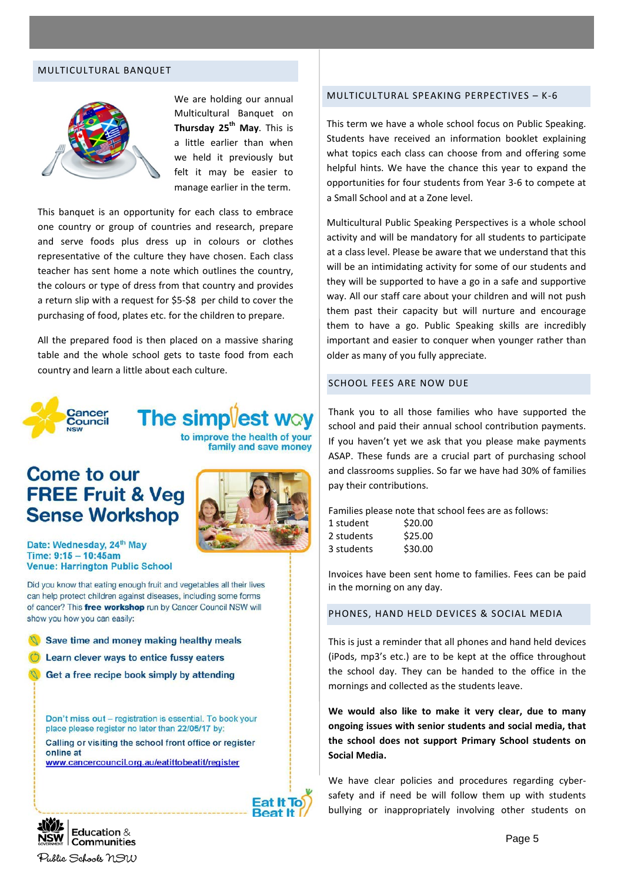## MULTICULTURAL BANQUET

We are holding our annual Multicultural Banquet on **Thursday 25th May**. This is a little earlier than when we held it previously but felt it may be easier to manage earlier in the term.

This banquet is an opportunity for each class to embrace one country or group of countries and research, prepare and serve foods plus dress up in colours or clothes representative of the culture they have chosen. Each class teacher has sent home a note which outlines the country, the colours or type of dress from that country and provides a return slip with a request for $5-$8 per child to cover the purchasing of food, plates etc. for the children to prepare.

All the prepared food is then placed on a massive sharing table and the whole school gets to taste food from each country and learn a little about each culture.

Cancer Council NSW

**The simplest way** to improve the health of your family and save money

## Come to our FREE Fruit & Veg Sense Workshop

**Date:** Wednesday, 24th May
**Time:** 9:15 – 10:45am
**Venue:** Harrington Public School

Did you know that eating enough fruit and vegetables all their lives can help protect children against diseases, including some forms of cancer? This **free workshop** run by Cancer Council NSW will show you how you can easily:

- Save time and money making healthy meals
- Learn clever ways to entice fussy eaters
- Get a free recipe book simply by attending

Don't miss out – registration is essential. To book your place please register no later than 22/05/17 by:

Calling or visiting the school front office or register online at www.cancercouncil.org.au/eatittobeatit/register

Eat It To Beat It

NSW Government Education & Communities

Public Schools NSW

## MULTICULTURAL SPEAKING PERPECTIVES – K-6

This term we have a whole school focus on Public Speaking. Students have received an information booklet explaining what topics each class can choose from and offering some helpful hints. We have the chance this year to expand the opportunities for four students from Year 3-6 to compete at a Small School and at a Zone level.

Multicultural Public Speaking Perspectives is a whole school activity and will be mandatory for all students to participate at a class level. Please be aware that we understand that this will be an intimidating activity for some of our students and they will be supported to have a go in a safe and supportive way. All our staff care about your children and will not push them past their capacity but will nurture and encourage them to have a go. Public Speaking skills are incredibly important and easier to conquer when younger rather than older as many of you fully appreciate.

## SCHOOL FEES ARE NOW DUE

Thank you to all those families who have supported the school and paid their annual school contribution payments. If you haven't yet we ask that you please make payments ASAP. These funds are a crucial part of purchasing school and classrooms supplies. So far we have had 30% of families pay their contributions.

Families please note that school fees are as follows:

| | |
|---|---|
| 1 student | $20.00 |
| 2 students | $25.00 |
| 3 students | $30.00 |

Invoices have been sent home to families. Fees can be paid in the morning on any day.

## PHONES, HAND HELD DEVICES & SOCIAL MEDIA

This is just a reminder that all phones and hand held devices (iPods, mp3's etc.) are to be kept at the office throughout the school day. They can be handed to the office in the mornings and collected as the students leave.

**We would also like to make it very clear, due to many ongoing issues with senior students and social media, that the school does not support Primary School students on Social Media.**

We have clear policies and procedures regarding cyber-safety and if need be will follow them up with students bullying or inappropriately involving other students on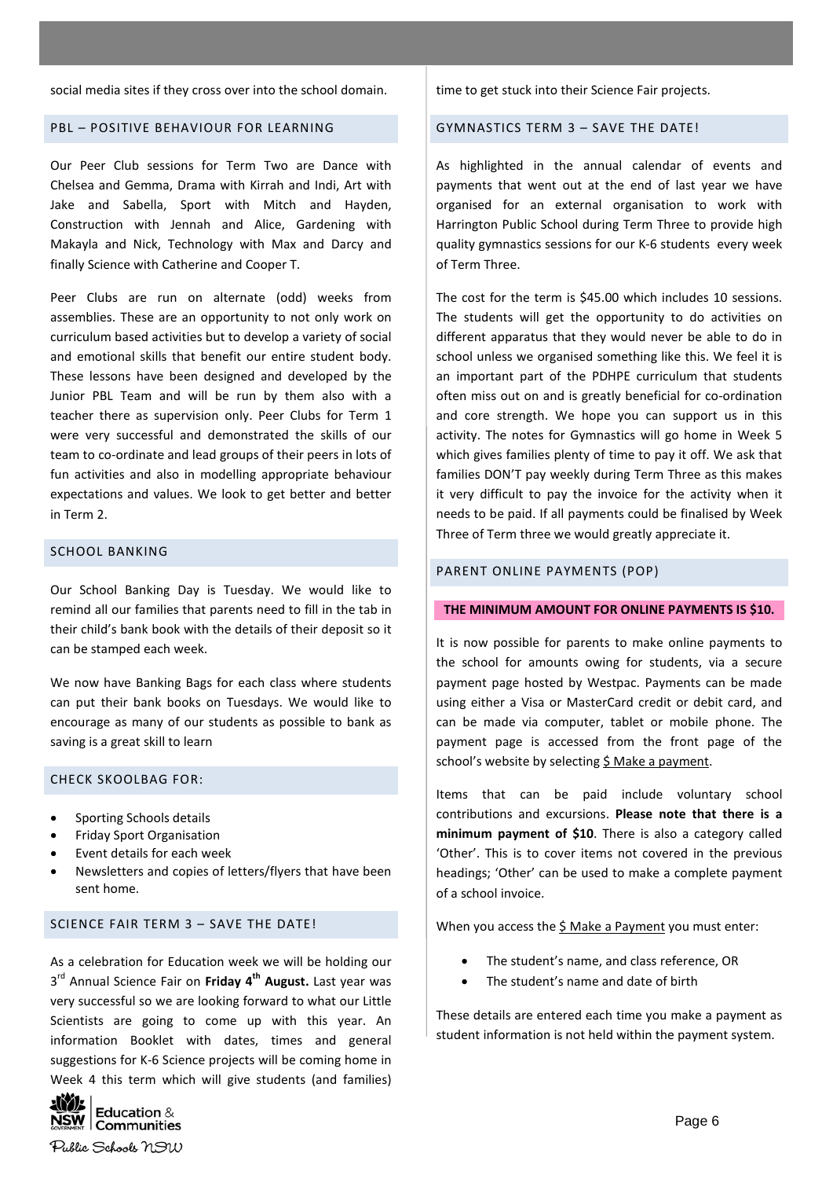social media sites if they cross over into the school domain.

## PBL – POSITIVE BEHAVIOUR FOR LEARNING

Our Peer Club sessions for Term Two are Dance with Chelsea and Gemma, Drama with Kirrah and Indi, Art with Jake and Sabella, Sport with Mitch and Hayden, Construction with Jennah and Alice, Gardening with Makayla and Nick, Technology with Max and Darcy and finally Science with Catherine and Cooper T.

Peer Clubs are run on alternate (odd) weeks from assemblies. These are an opportunity to not only work on curriculum based activities but to develop a variety of social and emotional skills that benefit our entire student body. These lessons have been designed and developed by the Junior PBL Team and will be run by them also with a teacher there as supervision only. Peer Clubs for Term 1 were very successful and demonstrated the skills of our team to co-ordinate and lead groups of their peers in lots of fun activities and also in modelling appropriate behaviour expectations and values. We look to get better and better in Term 2.

## SCHOOL BANKING

Our School Banking Day is Tuesday. We would like to remind all our families that parents need to fill in the tab in their child's bank book with the details of their deposit so it can be stamped each week.

We now have Banking Bags for each class where students can put their bank books on Tuesdays. We would like to encourage as many of our students as possible to bank as saving is a great skill to learn

## CHECK SKOOLBAG FOR:

- Sporting Schools details
- Friday Sport Organisation
- Event details for each week
- Newsletters and copies of letters/flyers that have been sent home.

## SCIENCE FAIR TERM 3 – SAVE THE DATE!

As a celebration for Education week we will be holding our 3rd Annual Science Fair on **Friday 4th August.** Last year was very successful so we are looking forward to what our Little Scientists are going to come up with this year. An information Booklet with dates, times and general suggestions for K-6 Science projects will be coming home in Week 4 this term which will give students (and families) time to get stuck into their Science Fair projects.

## GYMNASTICS TERM 3 – SAVE THE DATE!

As highlighted in the annual calendar of events and payments that went out at the end of last year we have organised for an external organisation to work with Harrington Public School during Term Three to provide high quality gymnastics sessions for our K-6 students every week of Term Three.

The cost for the term is $45.00 which includes 10 sessions. The students will get the opportunity to do activities on different apparatus that they would never be able to do in school unless we organised something like this. We feel it is an important part of the PDHPE curriculum that students often miss out on and is greatly beneficial for co-ordination and core strength. We hope you can support us in this activity. The notes for Gymnastics will go home in Week 5 which gives families plenty of time to pay it off. We ask that families DON'T pay weekly during Term Three as this makes it very difficult to pay the invoice for the activity when it needs to be paid. If all payments could be finalised by Week Three of Term three we would greatly appreciate it.

## PARENT ONLINE PAYMENTS (POP)

**THE MINIMUM AMOUNT FOR ONLINE PAYMENTS IS $10.**

It is now possible for parents to make online payments to the school for amounts owing for students, via a secure payment page hosted by Westpac. Payments can be made using either a Visa or MasterCard credit or debit card, and can be made via computer, tablet or mobile phone. The payment page is accessed from the front page of the school's website by selecting $ Make a payment.

Items that can be paid include voluntary school contributions and excursions. **Please note that there is a minimum payment of $10**. There is also a category called 'Other'. This is to cover items not covered in the previous headings; 'Other' can be used to make a complete payment of a school invoice.

When you access the $ Make a Payment you must enter:

- The student's name, and class reference, OR
- The student's name and date of birth

These details are entered each time you make a payment as student information is not held within the payment system.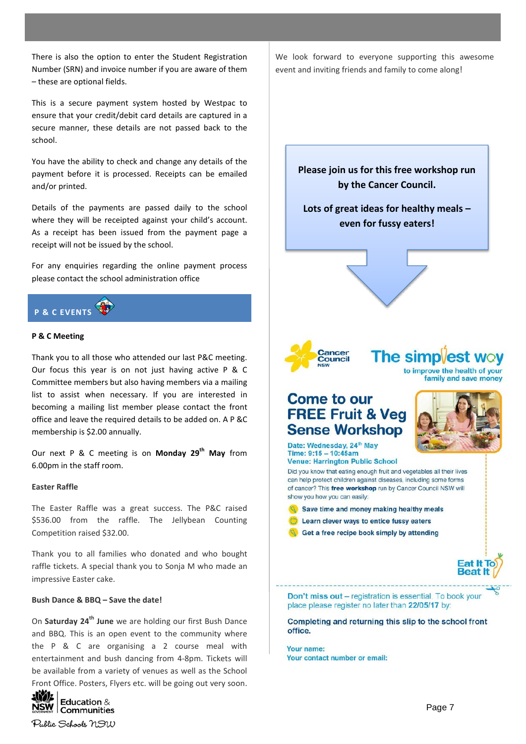There is also the option to enter the Student Registration Number (SRN) and invoice number if you are aware of them – these are optional fields.

This is a secure payment system hosted by Westpac to ensure that your credit/debit card details are captured in a secure manner, these details are not passed back to the school.

You have the ability to check and change any details of the payment before it is processed. Receipts can be emailed and/or printed.

Details of the payments are passed daily to the school where they will be receipted against your child's account. As a receipt has been issued from the payment page a receipt will not be issued by the school.

For any enquiries regarding the online payment process please contact the school administration office

## P & C EVENTS

**P & C Meeting**

Thank you to all those who attended our last P&C meeting. Our focus this year is on not just having active P & C Committee members but also having members via a mailing list to assist when necessary. If you are interested in becoming a mailing list member please contact the front office and leave the required details to be added on. A P &C membership is $2.00 annually.

Our next P & C meeting is on **Monday 29th May** from 6.00pm in the staff room.

**Easter Raffle**

The Easter Raffle was a great success. The P&C raised $536.00 from the raffle. The Jellybean Counting Competition raised $32.00.

Thank you to all families who donated and who bought raffle tickets. A special thank you to Sonja M who made an impressive Easter cake.

**Bush Dance & BBQ – Save the date!**

On **Saturday 24th June** we are holding our first Bush Dance and BBQ. This is an open event to the community where the P & C are organising a 2 course meal with entertainment and bush dancing from 4-8pm. Tickets will be available from a variety of venues as well as the School Front Office. Posters, Flyers etc. will be going out very soon.

We look forward to everyone supporting this awesome event and inviting friends and family to come along!

**Please join us for this free workshop run by the Cancer Council.**

**Lots of great ideas for healthy meals – even for fussy eaters!**

Cancer Council NSW

**The simplest way** to improve the health of your family and save money

## Come to our FREE Fruit & Veg Sense Workshop

**Date:** Wednesday, 24th May
**Time:** 9:15 – 10:45am
**Venue:** Harrington Public School

Did you know that eating enough fruit and vegetables all their lives can help protect children against diseases, including some forms of cancer? This **free workshop** run by Cancer Council NSW will show you how you can easily:

- Save time and money making healthy meals
- Learn clever ways to entice fussy eaters
- Get a free recipe book simply by attending

Eat It To Beat It

---

**Don't miss out** – registration is essential. To book your place please register no later than **22/05/17** by:

**Completing and returning this slip to the school front office.**

**Your name:**
**Your contact number or email:**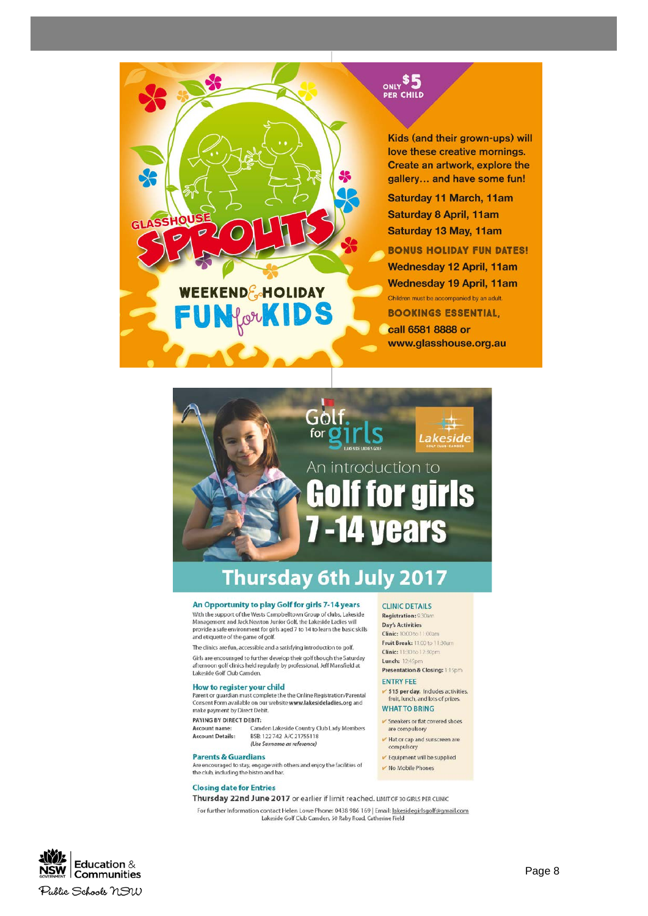GLASSHOUSE SPROUTS

WEEKEND & HOLIDAY FUN for KIDS

ONLY $5 PER CHILD

Kids (and their grown-ups) will love these creative mornings. Create an artwork, explore the gallery… and have some fun!

Saturday 11 March, 11am
Saturday 8 April, 11am
Saturday 13 May, 11am

**BONUS HOLIDAY FUN DATES!**

Wednesday 12 April, 11am
Wednesday 19 April, 11am

Children must be accompanied by an adult.

**BOOKINGS ESSENTIAL,**
call 6581 8888 or
www.glasshouse.org.au

---

Golf for girls — LAKESIDE LADIES GOLF

Lakeside — GOLF CLUB · CAMDEN

An introduction to

# Golf for girls 7-14 years

## Thursday 6th July 2017

### An Opportunity to play Golf for girls 7-14 years

With the support of the Wests Campbelltown Group of clubs, Lakeside Management and Jack Newton Junior Golf, the Lakeside Ladies will provide a safe environment for girls aged 7 to 14 to learn the basic skills and etiquette of the game of golf.

The clinics are fun, accessible and a satisfying introduction to golf.

Girls are encouraged to further develop their golf though the Saturday afternoon golf clinics held regularly by professional, Jeff Mansfield at Lakeside Golf Club Camden.

### How to register your child

Parent or guardian must complete the the Online Registration/Parental Consent Form available on our website **www.lakesideladies.org** and make payment by Direct Debit.

**PAYING BY DIRECT DEBIT:**

**Account name:** Camden Lakeside Country Club Lady Members
**Account Details:** BSB: 122 742 A/C 21755118
*(Use Surname as reference)*

### Parents & Guardians

Are encouraged to stay, engage with others and enjoy the facilities of the club, including the bistro and bar.

### CLINIC DETAILS

**Registration:** 9.30am
**Day's Activities**
**Clinic:** 10.00 to 11.00am
**Fruit Break:** 11.00 to 11.30am
**Clinic:** 11.30 to 12.30pm
**Lunch:** 12.45pm
**Presentation & Closing:** 1.15pm

### ENTRY FEE

- $15 per day. Includes activities, fruit, lunch, and lots of prizes

### WHAT TO BRING

- Sneakers or flat covered shoes are compulsory
- Hat or cap and sunscreen are compulsory
- Equipment will be supplied
- No Mobile Phones

### Closing date for Entries

**Thursday 22nd June 2017** or earlier if limit reached. LIMIT OF 30 GIRLS PER CLINIC

For further Information contact Helen Lowe Phone: 0438 986 169 | Email: lakesidegirlsgolf@gmail.com
Lakeside Golf Club Camden, 50 Raby Road, Catherine Field